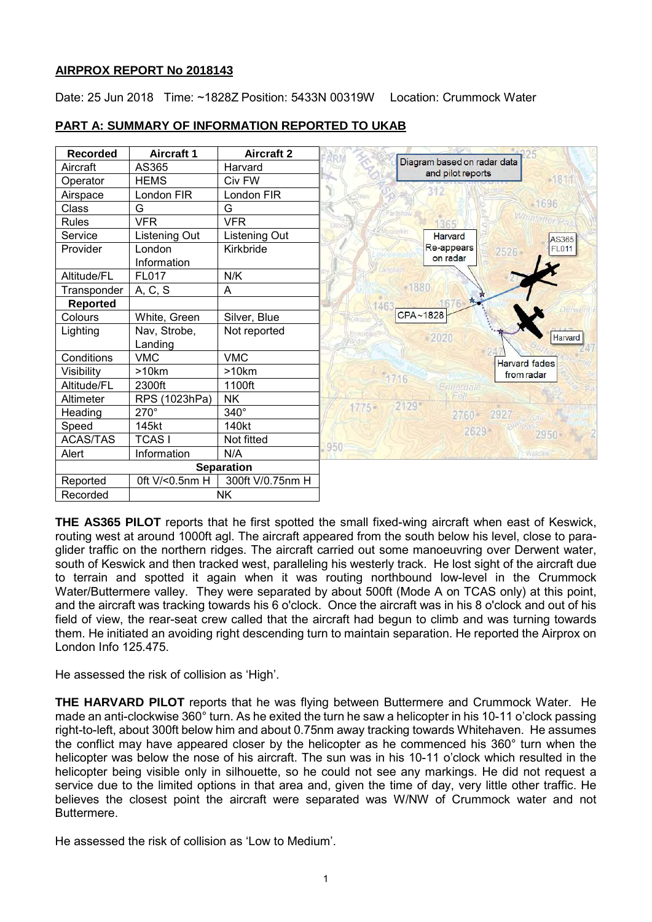**AIRPROX REPORT No 2018143**

Date: 25 Jun 2018 Time: ~1828Z Position: 5433N 00319W Location: Crummock Water

**PART A: SUMMARY OF INFORMATION REPORTED TO UKAB**

| Recorded | Aircraft 1 | Aircraft 2 |
|---|---|---|
| Aircraft | AS365 | Harvard |
| Operator | HEMS | Civ FW |
| Airspace | London FIR | London FIR |
| Class | G | G |
| Rules | VFR | VFR |
| Service | Listening Out | Listening Out |
| Provider | London Information | Kirkbride |
| Altitude/FL | FL017 | N/K |
| Transponder | A, C, S | A |
| **Reported** | | |
| Colours | White, Green | Silver, Blue |
| Lighting | Nav, Strobe, Landing | Not reported |
| Conditions | VMC | VMC |
| Visibility | >10km | >10km |
| Altitude/FL | 2300ft | 1100ft |
| Altimeter | RPS (1023hPa) | NK |
| Heading | 270° | 340° |
| Speed | 145kt | 140kt |
| ACAS/TAS | TCAS I | Not fitted |
| Alert | Information | N/A |
| **Separation** | | |
| Reported | 0ft V/<0.5nm H | 300ft V/0.75nm H |
| Recorded | NK | |

Diagram based on radar data and pilot reports

**THE AS365 PILOT** reports that he first spotted the small fixed-wing aircraft when east of Keswick, routing west at around 1000ft agl. The aircraft appeared from the south below his level, close to para-glider traffic on the northern ridges. The aircraft carried out some manoeuvring over Derwent water, south of Keswick and then tracked west, paralleling his westerly track. He lost sight of the aircraft due to terrain and spotted it again when it was routing northbound low-level in the Crummock Water/Buttermere valley. They were separated by about 500ft (Mode A on TCAS only) at this point, and the aircraft was tracking towards his 6 o'clock. Once the aircraft was in his 8 o'clock and out of his field of view, the rear-seat crew called that the aircraft had begun to climb and was turning towards them. He initiated an avoiding right descending turn to maintain separation. He reported the Airprox on London Info 125.475.

He assessed the risk of collision as 'High'.

**THE HARVARD PILOT** reports that he was flying between Buttermere and Crummock Water. He made an anti-clockwise 360° turn. As he exited the turn he saw a helicopter in his 10-11 o'clock passing right-to-left, about 300ft below him and about 0.75nm away tracking towards Whitehaven. He assumes the conflict may have appeared closer by the helicopter as he commenced his 360° turn when the helicopter was below the nose of his aircraft. The sun was in his 10-11 o'clock which resulted in the helicopter being visible only in silhouette, so he could not see any markings. He did not request a service due to the limited options in that area and, given the time of day, very little other traffic. He believes the closest point the aircraft were separated was W/NW of Crummock water and not Buttermere.

He assessed the risk of collision as 'Low to Medium'.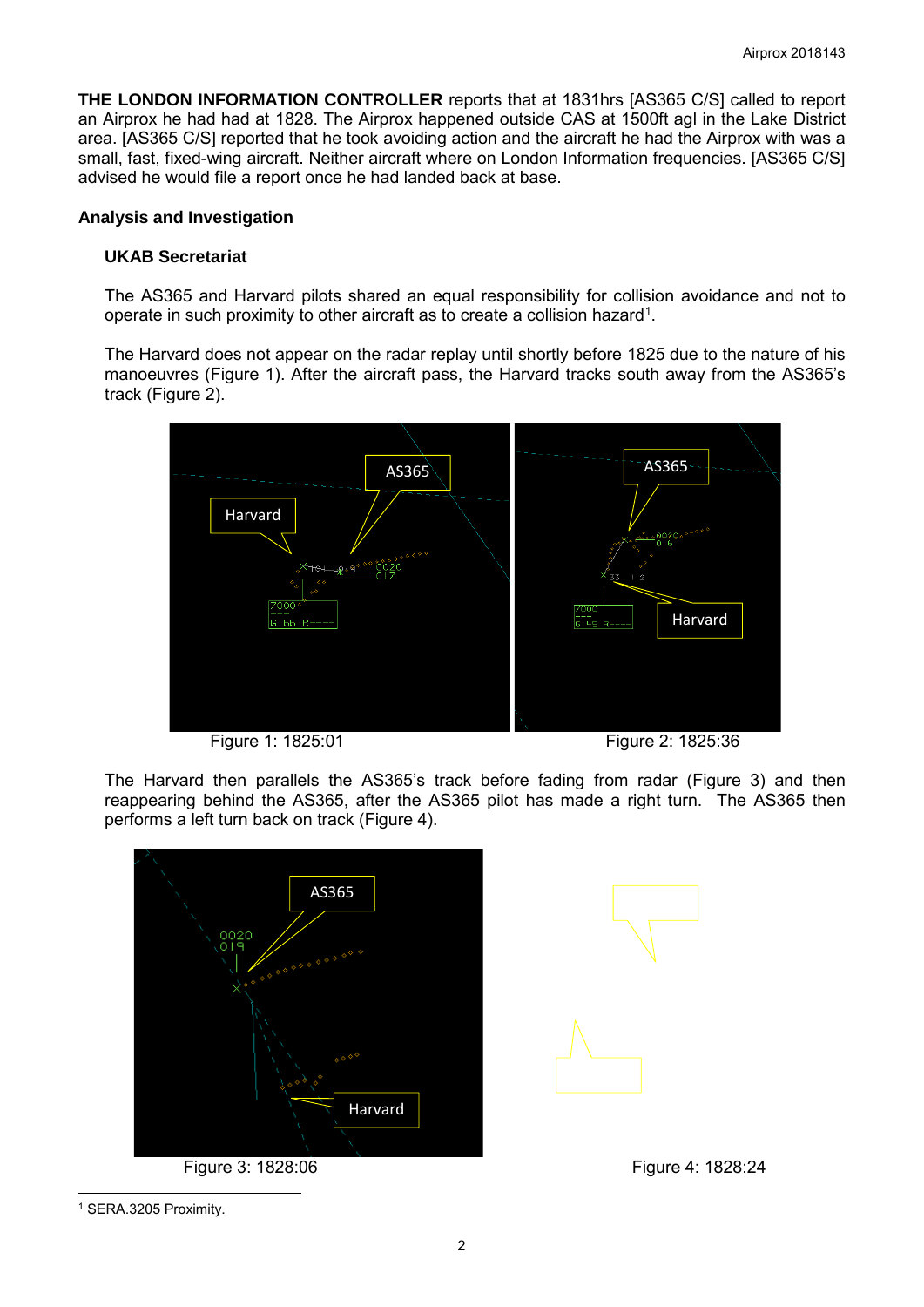**THE LONDON INFORMATION CONTROLLER** reports that at 1831hrs [AS365 C/S] called to report an Airprox he had had at 1828. The Airprox happened outside CAS at 1500ft agl in the Lake District area. [AS365 C/S] reported that he took avoiding action and the aircraft he had the Airprox with was a small, fast, fixed-wing aircraft. Neither aircraft where on London Information frequencies. [AS365 C/S] advised he would file a report once he had landed back at base.

## Analysis and Investigation

### UKAB Secretariat

The AS365 and Harvard pilots shared an equal responsibility for collision avoidance and not to operate in such proximity to other aircraft as to create a collision hazard[1].

The Harvard does not appear on the radar replay until shortly before 1825 due to the nature of his manoeuvres (Figure 1). After the aircraft pass, the Harvard tracks south away from the AS365's track (Figure 2).

Figure 1: 1825:01

Figure 2: 1825:36

The Harvard then parallels the AS365's track before fading from radar (Figure 3) and then reappearing behind the AS365, after the AS365 pilot has made a right turn. The AS365 then performs a left turn back on track (Figure 4).

Figure 3: 1828:06

Figure 4: 1828:24

[1] SERA.3205 Proximity.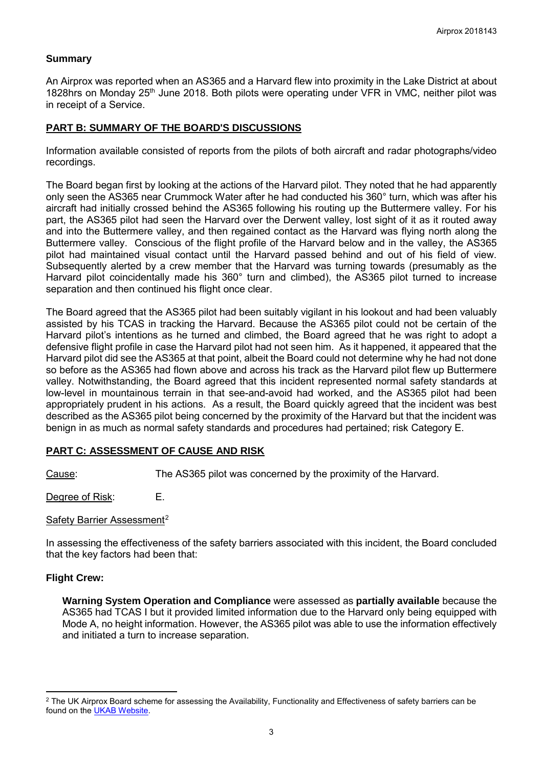**Summary**

An Airprox was reported when an AS365 and a Harvard flew into proximity in the Lake District at about 1828hrs on Monday 25th June 2018. Both pilots were operating under VFR in VMC, neither pilot was in receipt of a Service.

**PART B: SUMMARY OF THE BOARD'S DISCUSSIONS**

Information available consisted of reports from the pilots of both aircraft and radar photographs/video recordings.

The Board began first by looking at the actions of the Harvard pilot. They noted that he had apparently only seen the AS365 near Crummock Water after he had conducted his 360° turn, which was after his aircraft had initially crossed behind the AS365 following his routing up the Buttermere valley. For his part, the AS365 pilot had seen the Harvard over the Derwent valley, lost sight of it as it routed away and into the Buttermere valley, and then regained contact as the Harvard was flying north along the Buttermere valley. Conscious of the flight profile of the Harvard below and in the valley, the AS365 pilot had maintained visual contact until the Harvard passed behind and out of his field of view. Subsequently alerted by a crew member that the Harvard was turning towards (presumably as the Harvard pilot coincidentally made his 360° turn and climbed), the AS365 pilot turned to increase separation and then continued his flight once clear.

The Board agreed that the AS365 pilot had been suitably vigilant in his lookout and had been valuably assisted by his TCAS in tracking the Harvard. Because the AS365 pilot could not be certain of the Harvard pilot's intentions as he turned and climbed, the Board agreed that he was right to adopt a defensive flight profile in case the Harvard pilot had not seen him. As it happened, it appeared that the Harvard pilot did see the AS365 at that point, albeit the Board could not determine why he had not done so before as the AS365 had flown above and across his track as the Harvard pilot flew up Buttermere valley. Notwithstanding, the Board agreed that this incident represented normal safety standards at low-level in mountainous terrain in that see-and-avoid had worked, and the AS365 pilot had been appropriately prudent in his actions. As a result, the Board quickly agreed that the incident was best described as the AS365 pilot being concerned by the proximity of the Harvard but that the incident was benign in as much as normal safety standards and procedures had pertained; risk Category E.

**PART C: ASSESSMENT OF CAUSE AND RISK**

Cause: The AS365 pilot was concerned by the proximity of the Harvard.

Degree of Risk: E.

Safety Barrier Assessment[2]

In assessing the effectiveness of the safety barriers associated with this incident, the Board concluded that the key factors had been that:

**Flight Crew:**

**Warning System Operation and Compliance** were assessed as **partially available** because the AS365 had TCAS I but it provided limited information due to the Harvard only being equipped with Mode A, no height information. However, the AS365 pilot was able to use the information effectively and initiated a turn to increase separation.

[2] The UK Airprox Board scheme for assessing the Availability, Functionality and Effectiveness of safety barriers can be found on the UKAB Website.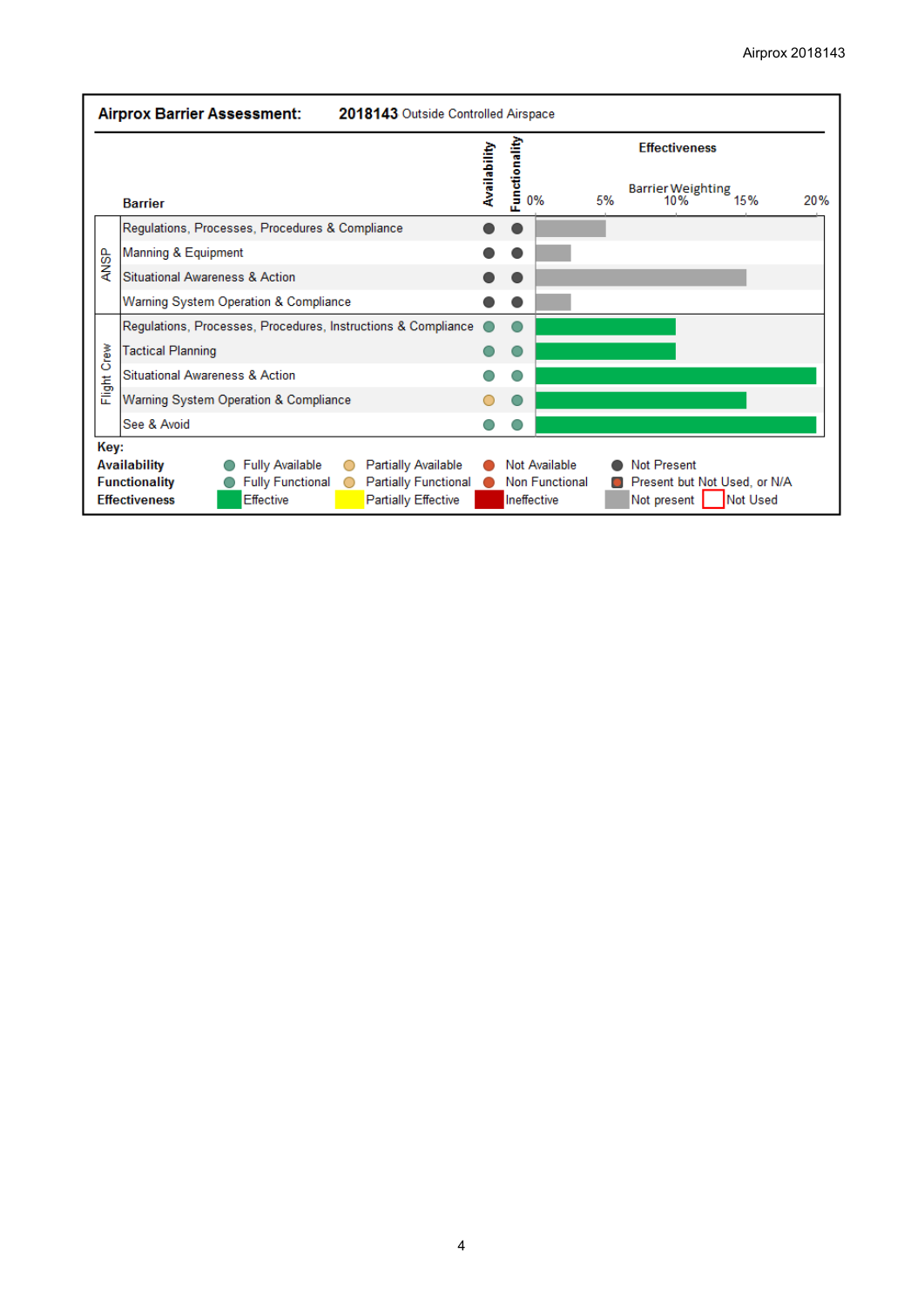**Airprox Barrier Assessment:** **2018143** Outside Controlled Airspace

| | Barrier | Availability | Functionality | Effectiveness |
|---|---|---|---|---|
| ANSP | Regulations, Processes, Procedures & Compliance | | | |
| | Manning & Equipment | | | |
| | Situational Awareness & Action | | | |
| | Warning System Operation & Compliance | | | |
| Flight Crew | Regulations, Processes, Procedures, Instructions & Compliance | | | |
| | Tactical Planning | | | |
| | Situational Awareness & Action | | | |
| | Warning System Operation & Compliance | | | |
| | See & Avoid | | | |

Effectiveness

Barrier Weighting

0% 5% 10% 15% 20%

**Key:**

**Availability**: Fully Available, Partially Available, Not Available, Not Present

**Functionality**: Fully Functional, Partially Functional, Non Functional, Present but Not Used, or N/A

**Effectiveness**: Effective, Partially Effective, Ineffective, Not present, Not Used